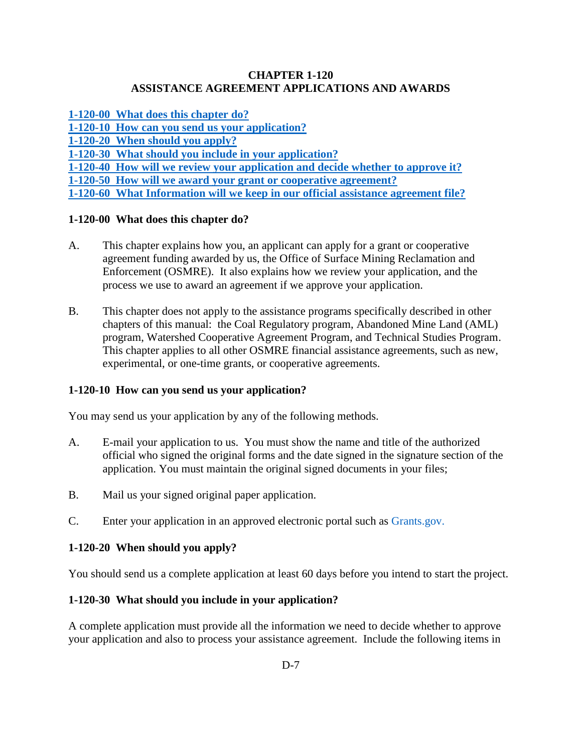# CHAPTER 1-120
# ASSISTANCE AGREEMENT APPLICATIONS AND AWARDS

[1-120-00 What does this chapter do?](#)
[1-120-10 How can you send us your application?](#)
[1-120-20 When should you apply?](#)
[1-120-30 What should you include in your application?](#)
[1-120-40 How will we review your application and decide whether to approve it?](#)
[1-120-50 How will we award your grant or cooperative agreement?](#)
[1-120-60 What Information will we keep in our official assistance agreement file?](#)

## 1-120-00 What does this chapter do?

A. This chapter explains how you, an applicant can apply for a grant or cooperative agreement funding awarded by us, the Office of Surface Mining Reclamation and Enforcement (OSMRE). It also explains how we review your application, and the process we use to award an agreement if we approve your application.

B. This chapter does not apply to the assistance programs specifically described in other chapters of this manual: the Coal Regulatory program, Abandoned Mine Land (AML) program, Watershed Cooperative Agreement Program, and Technical Studies Program. This chapter applies to all other OSMRE financial assistance agreements, such as new, experimental, or one-time grants, or cooperative agreements.

## 1-120-10 How can you send us your application?

You may send us your application by any of the following methods.

A. E-mail your application to us. You must show the name and title of the authorized official who signed the original forms and the date signed in the signature section of the application. You must maintain the original signed documents in your files;

B. Mail us your signed original paper application.

C. Enter your application in an approved electronic portal such as Grants.gov.

## 1-120-20 When should you apply?

You should send us a complete application at least 60 days before you intend to start the project.

## 1-120-30 What should you include in your application?

A complete application must provide all the information we need to decide whether to approve your application and also to process your assistance agreement. Include the following items in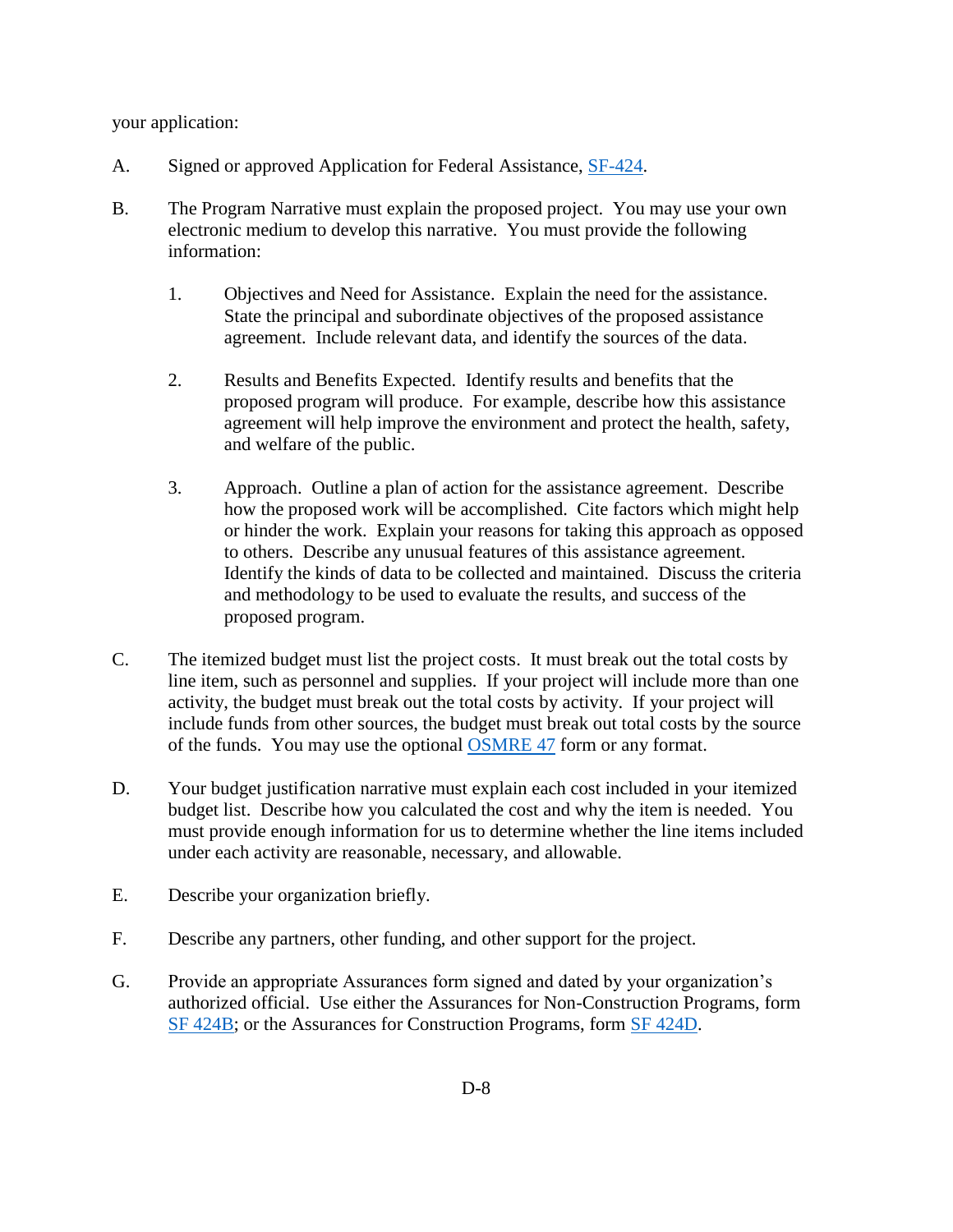your application:

A. Signed or approved Application for Federal Assistance, SF-424.

B. The Program Narrative must explain the proposed project. You may use your own electronic medium to develop this narrative. You must provide the following information:

   1. Objectives and Need for Assistance. Explain the need for the assistance. State the principal and subordinate objectives of the proposed assistance agreement. Include relevant data, and identify the sources of the data.

   2. Results and Benefits Expected. Identify results and benefits that the proposed program will produce. For example, describe how this assistance agreement will help improve the environment and protect the health, safety, and welfare of the public.

   3. Approach. Outline a plan of action for the assistance agreement. Describe how the proposed work will be accomplished. Cite factors which might help or hinder the work. Explain your reasons for taking this approach as opposed to others. Describe any unusual features of this assistance agreement. Identify the kinds of data to be collected and maintained. Discuss the criteria and methodology to be used to evaluate the results, and success of the proposed program.

C. The itemized budget must list the project costs. It must break out the total costs by line item, such as personnel and supplies. If your project will include more than one activity, the budget must break out the total costs by activity. If your project will include funds from other sources, the budget must break out total costs by the source of the funds. You may use the optional OSMRE 47 form or any format.

D. Your budget justification narrative must explain each cost included in your itemized budget list. Describe how you calculated the cost and why the item is needed. You must provide enough information for us to determine whether the line items included under each activity are reasonable, necessary, and allowable.

E. Describe your organization briefly.

F. Describe any partners, other funding, and other support for the project.

G. Provide an appropriate Assurances form signed and dated by your organization's authorized official. Use either the Assurances for Non-Construction Programs, form SF 424B; or the Assurances for Construction Programs, form SF 424D.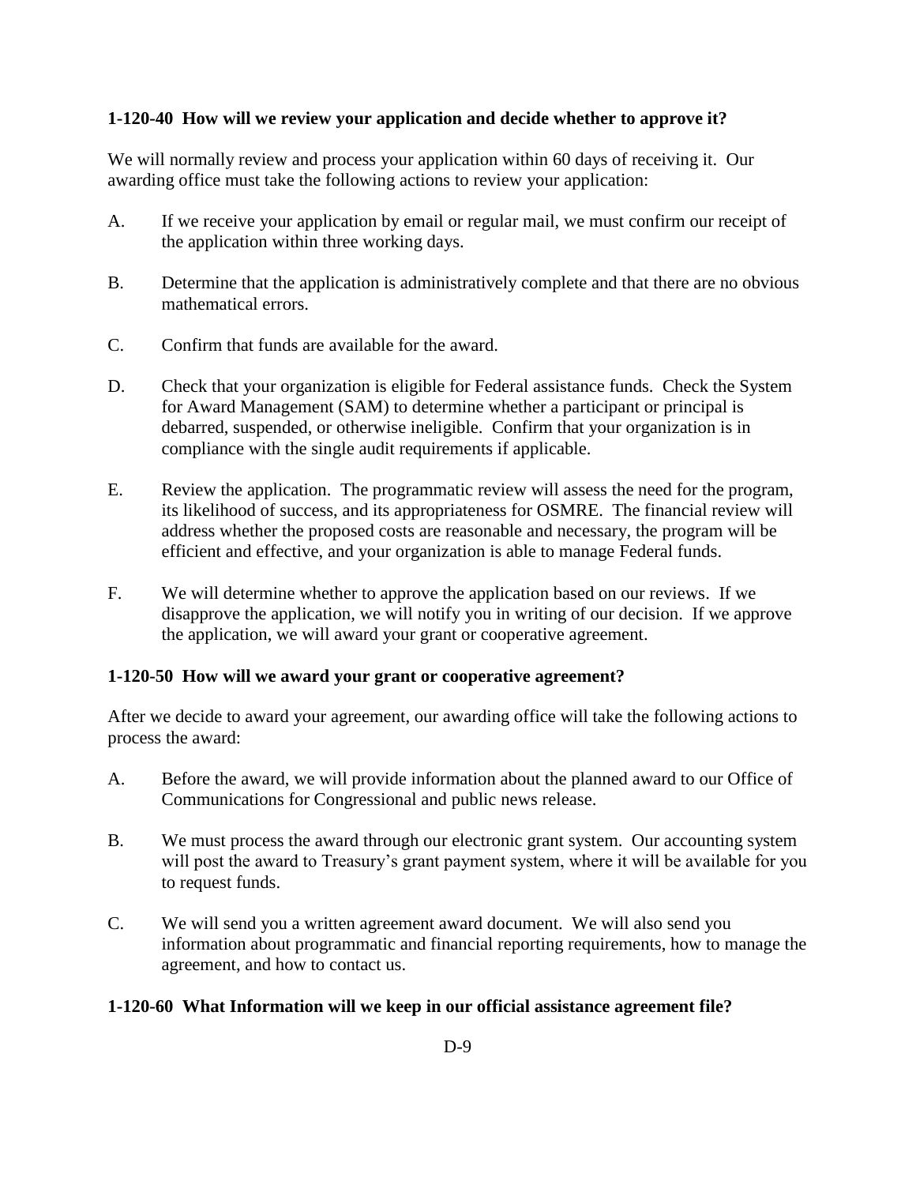### 1-120-40 How will we review your application and decide whether to approve it?

We will normally review and process your application within 60 days of receiving it. Our awarding office must take the following actions to review your application:

A. If we receive your application by email or regular mail, we must confirm our receipt of the application within three working days.

B. Determine that the application is administratively complete and that there are no obvious mathematical errors.

C. Confirm that funds are available for the award.

D. Check that your organization is eligible for Federal assistance funds. Check the System for Award Management (SAM) to determine whether a participant or principal is debarred, suspended, or otherwise ineligible. Confirm that your organization is in compliance with the single audit requirements if applicable.

E. Review the application. The programmatic review will assess the need for the program, its likelihood of success, and its appropriateness for OSMRE. The financial review will address whether the proposed costs are reasonable and necessary, the program will be efficient and effective, and your organization is able to manage Federal funds.

F. We will determine whether to approve the application based on our reviews. If we disapprove the application, we will notify you in writing of our decision. If we approve the application, we will award your grant or cooperative agreement.

### 1-120-50 How will we award your grant or cooperative agreement?

After we decide to award your agreement, our awarding office will take the following actions to process the award:

A. Before the award, we will provide information about the planned award to our Office of Communications for Congressional and public news release.

B. We must process the award through our electronic grant system. Our accounting system will post the award to Treasury's grant payment system, where it will be available for you to request funds.

C. We will send you a written agreement award document. We will also send you information about programmatic and financial reporting requirements, how to manage the agreement, and how to contact us.

### 1-120-60 What Information will we keep in our official assistance agreement file?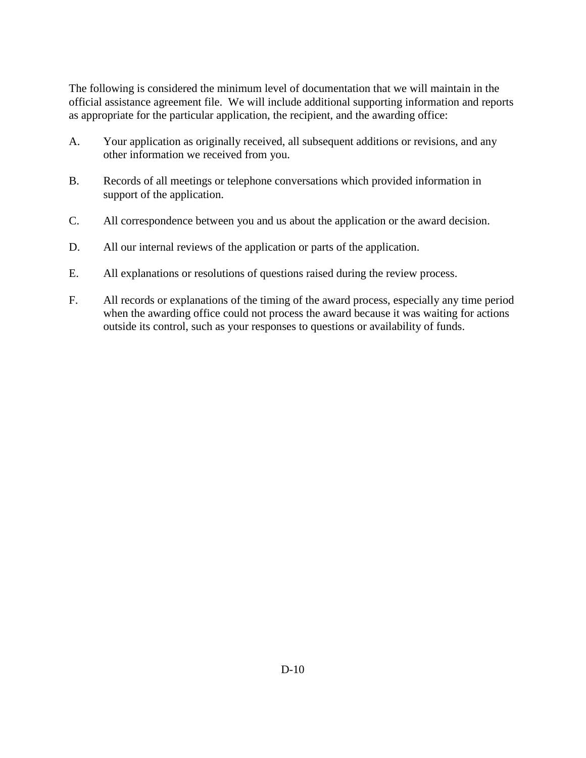The following is considered the minimum level of documentation that we will maintain in the official assistance agreement file. We will include additional supporting information and reports as appropriate for the particular application, the recipient, and the awarding office:

A. Your application as originally received, all subsequent additions or revisions, and any other information we received from you.

B. Records of all meetings or telephone conversations which provided information in support of the application.

C. All correspondence between you and us about the application or the award decision.

D. All our internal reviews of the application or parts of the application.

E. All explanations or resolutions of questions raised during the review process.

F. All records or explanations of the timing of the award process, especially any time period when the awarding office could not process the award because it was waiting for actions outside its control, such as your responses to questions or availability of funds.